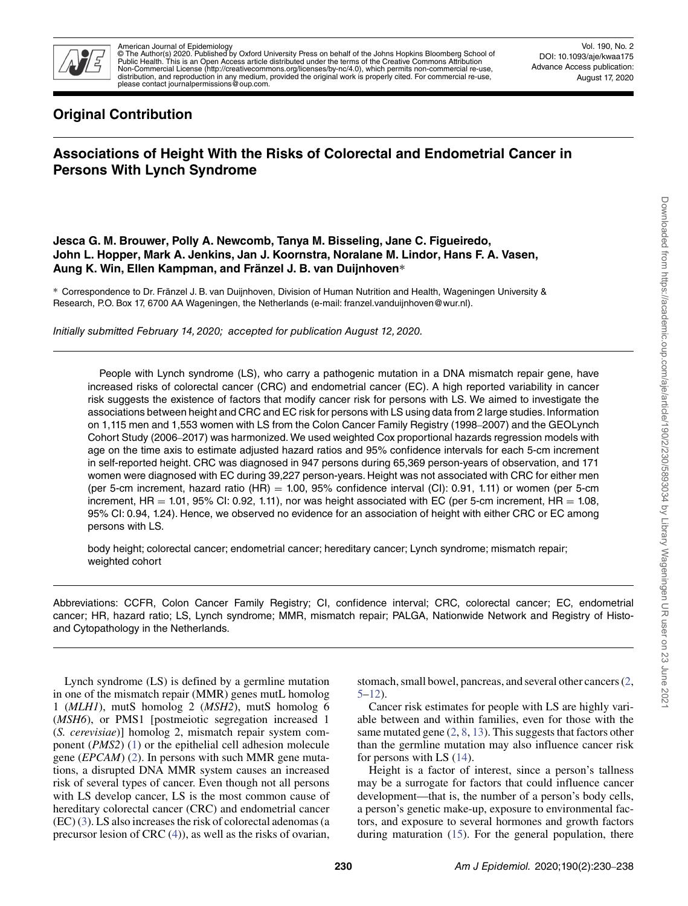## Original Contribution

# Associations of Height With the Risks of Colorectal and Endometrial Cancer in Persons With Lynch Syndrome

**Jesca G. M. Brouwer, Polly A. Newcomb, Tanya M. Bisseling, Jane C. Figueiredo, John L. Hopper, Mark A. Jenkins, Jan J. Koornstra, Noralane M. Lindor, Hans F. A. Vasen, Aung K. Win, Ellen Kampman, and Fränzel J. B. van Duijnhoven***

* Correspondence to Dr. Fränzel J. B. van Duijnhoven, Division of Human Nutrition and Health, Wageningen University & Research, P.O. Box 17, 6700 AA Wageningen, the Netherlands (e-mail: franzel.vanduijnhoven@wur.nl).

*Initially submitted February 14, 2020; accepted for publication August 12, 2020.*

People with Lynch syndrome (LS), who carry a pathogenic mutation in a DNA mismatch repair gene, have increased risks of colorectal cancer (CRC) and endometrial cancer (EC). A high reported variability in cancer risk suggests the existence of factors that modify cancer risk for persons with LS. We aimed to investigate the associations between height and CRC and EC risk for persons with LS using data from 2 large studies. Information on 1,115 men and 1,553 women with LS from the Colon Cancer Family Registry (1998–2007) and the GEOLynch Cohort Study (2006–2017) was harmonized. We used weighted Cox proportional hazards regression models with age on the time axis to estimate adjusted hazard ratios and 95% confidence intervals for each 5-cm increment in self-reported height. CRC was diagnosed in 947 persons during 65,369 person-years of observation, and 171 women were diagnosed with EC during 39,227 person-years. Height was not associated with CRC for either men (per 5-cm increment, hazard ratio (HR) = 1.00, 95% confidence interval (CI): 0.91, 1.11) or women (per 5-cm increment, HR = 1.01, 95% CI: 0.92, 1.11), nor was height associated with EC (per 5-cm increment, HR = 1.08, 95% CI: 0.94, 1.24). Hence, we observed no evidence for an association of height with either CRC or EC among persons with LS.

body height; colorectal cancer; endometrial cancer; hereditary cancer; Lynch syndrome; mismatch repair; weighted cohort

Abbreviations: CCFR, Colon Cancer Family Registry; CI, confidence interval; CRC, colorectal cancer; EC, endometrial cancer; HR, hazard ratio; LS, Lynch syndrome; MMR, mismatch repair; PALGA, Nationwide Network and Registry of Histo- and Cytopathology in the Netherlands.

Lynch syndrome (LS) is defined by a germline mutation in one of the mismatch repair (MMR) genes mutL homolog 1 (*MLH1*), mutS homolog 2 (*MSH2*), mutS homolog 6 (*MSH6*), or PMS1 [postmeiotic segregation increased 1 (*S. cerevisiae*)] homolog 2, mismatch repair system component (*PMS2*) (1) or the epithelial cell adhesion molecule gene (*EPCAM*) (2). In persons with such MMR gene mutations, a disrupted DNA MMR system causes an increased risk of several types of cancer. Even though not all persons with LS develop cancer, LS is the most common cause of hereditary colorectal cancer (CRC) and endometrial cancer (EC) (3). LS also increases the risk of colorectal adenomas (a precursor lesion of CRC (4)), as well as the risks of ovarian, stomach, small bowel, pancreas, and several other cancers (2, 5–12).

Cancer risk estimates for people with LS are highly variable between and within families, even for those with the same mutated gene (2, 8, 13). This suggests that factors other than the germline mutation may also influence cancer risk for persons with LS (14).

Height is a factor of interest, since a person's tallness may be a surrogate for factors that could influence cancer development—that is, the number of a person's body cells, a person's genetic make-up, exposure to environmental factors, and exposure to several hormones and growth factors during maturation (15). For the general population, there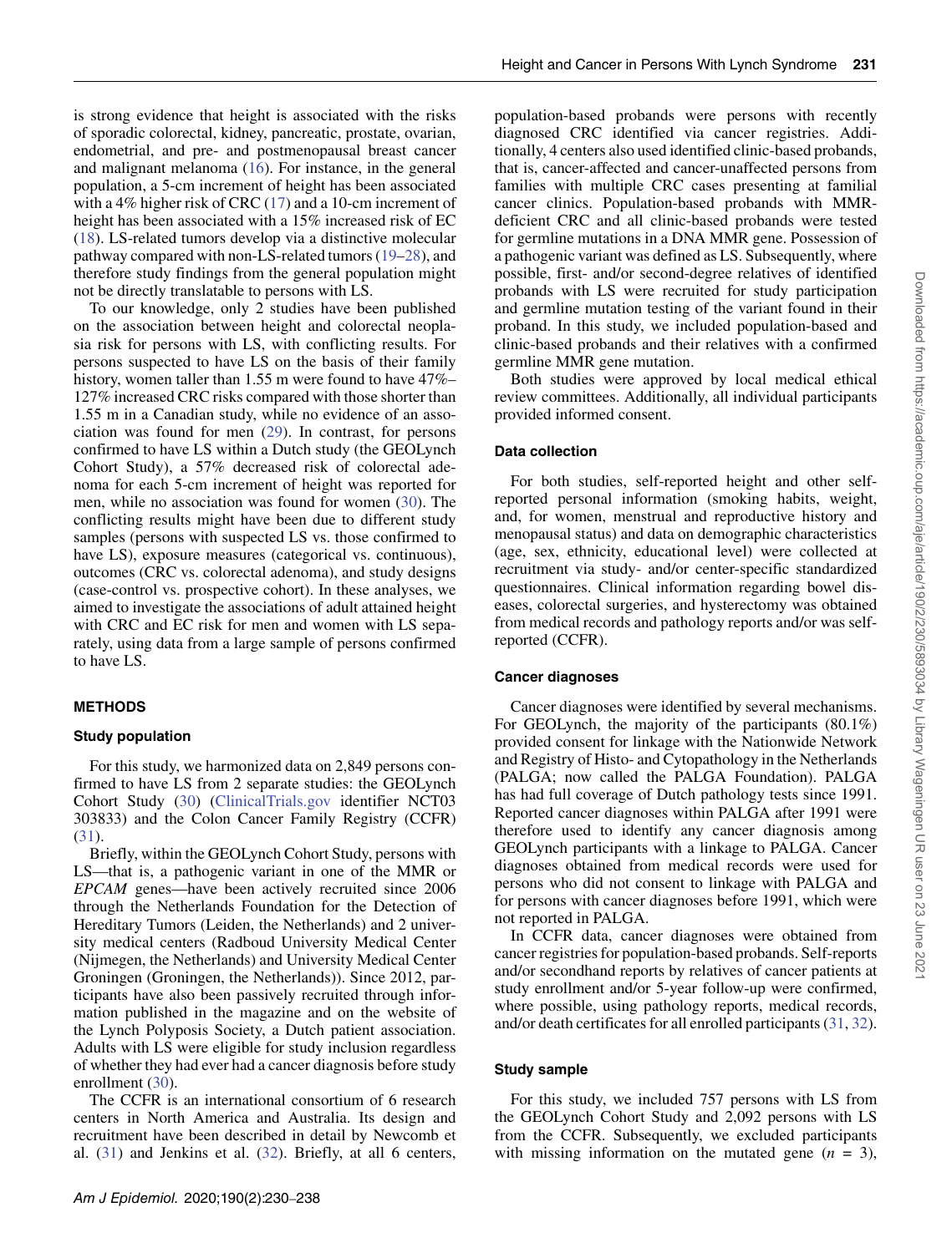is strong evidence that height is associated with the risks of sporadic colorectal, kidney, pancreatic, prostate, ovarian, endometrial, and pre- and postmenopausal breast cancer and malignant melanoma (16). For instance, in the general population, a 5-cm increment of height has been associated with a 4% higher risk of CRC (17) and a 10-cm increment of height has been associated with a 15% increased risk of EC (18). LS-related tumors develop via a distinctive molecular pathway compared with non-LS-related tumors (19–28), and therefore study findings from the general population might not be directly translatable to persons with LS.

To our knowledge, only 2 studies have been published on the association between height and colorectal neoplasia risk for persons with LS, with conflicting results. For persons suspected to have LS on the basis of their family history, women taller than 1.55 m were found to have 47%–127% increased CRC risks compared with those shorter than 1.55 m in a Canadian study, while no evidence of an association was found for men (29). In contrast, for persons confirmed to have LS within a Dutch study (the GEOLynch Cohort Study), a 57% decreased risk of colorectal adenoma for each 5-cm increment of height was reported for men, while no association was found for women (30). The conflicting results might have been due to different study samples (persons with suspected LS vs. those confirmed to have LS), exposure measures (categorical vs. continuous), outcomes (CRC vs. colorectal adenoma), and study designs (case-control vs. prospective cohort). In these analyses, we aimed to investigate the associations of adult attained height with CRC and EC risk for men and women with LS separately, using data from a large sample of persons confirmed to have LS.

## METHODS

### Study population

For this study, we harmonized data on 2,849 persons confirmed to have LS from 2 separate studies: the GEOLynch Cohort Study (30) (ClinicalTrials.gov identifier NCT03303833) and the Colon Cancer Family Registry (CCFR) (31).

Briefly, within the GEOLynch Cohort Study, persons with LS—that is, a pathogenic variant in one of the MMR or *EPCAM* genes—have been actively recruited since 2006 through the Netherlands Foundation for the Detection of Hereditary Tumors (Leiden, the Netherlands) and 2 university medical centers (Radboud University Medical Center (Nijmegen, the Netherlands) and University Medical Center Groningen (Groningen, the Netherlands)). Since 2012, participants have also been passively recruited through information published in the magazine and on the website of the Lynch Polyposis Society, a Dutch patient association. Adults with LS were eligible for study inclusion regardless of whether they had ever had a cancer diagnosis before study enrollment (30).

The CCFR is an international consortium of 6 research centers in North America and Australia. Its design and recruitment have been described in detail by Newcomb et al. (31) and Jenkins et al. (32). Briefly, at all 6 centers, population-based probands were persons with recently diagnosed CRC identified via cancer registries. Additionally, 4 centers also used identified clinic-based probands, that is, cancer-affected and cancer-unaffected persons from families with multiple CRC cases presenting at familial cancer clinics. Population-based probands with MMR-deficient CRC and all clinic-based probands were tested for germline mutations in a DNA MMR gene. Possession of a pathogenic variant was defined as LS. Subsequently, where possible, first- and/or second-degree relatives of identified probands with LS were recruited for study participation and germline mutation testing of the variant found in their proband. In this study, we included population-based and clinic-based probands and their relatives with a confirmed germline MMR gene mutation.

Both studies were approved by local medical ethical review committees. Additionally, all individual participants provided informed consent.

### Data collection

For both studies, self-reported height and other self-reported personal information (smoking habits, weight, and, for women, menstrual and reproductive history and menopausal status) and data on demographic characteristics (age, sex, ethnicity, educational level) were collected at recruitment via study- and/or center-specific standardized questionnaires. Clinical information regarding bowel diseases, colorectal surgeries, and hysterectomy was obtained from medical records and pathology reports and/or was self-reported (CCFR).

### Cancer diagnoses

Cancer diagnoses were identified by several mechanisms. For GEOLynch, the majority of the participants (80.1%) provided consent for linkage with the Nationwide Network and Registry of Histo- and Cytopathology in the Netherlands (PALGA; now called the PALGA Foundation). PALGA has had full coverage of Dutch pathology tests since 1991. Reported cancer diagnoses within PALGA after 1991 were therefore used to identify any cancer diagnosis among GEOLynch participants with a linkage to PALGA. Cancer diagnoses obtained from medical records were used for persons who did not consent to linkage with PALGA and for persons with cancer diagnoses before 1991, which were not reported in PALGA.

In CCFR data, cancer diagnoses were obtained from cancer registries for population-based probands. Self-reports and/or secondhand reports by relatives of cancer patients at study enrollment and/or 5-year follow-up were confirmed, where possible, using pathology reports, medical records, and/or death certificates for all enrolled participants (31, 32).

### Study sample

For this study, we included 757 persons with LS from the GEOLynch Cohort Study and 2,092 persons with LS from the CCFR. Subsequently, we excluded participants with missing information on the mutated gene ($n$ = 3),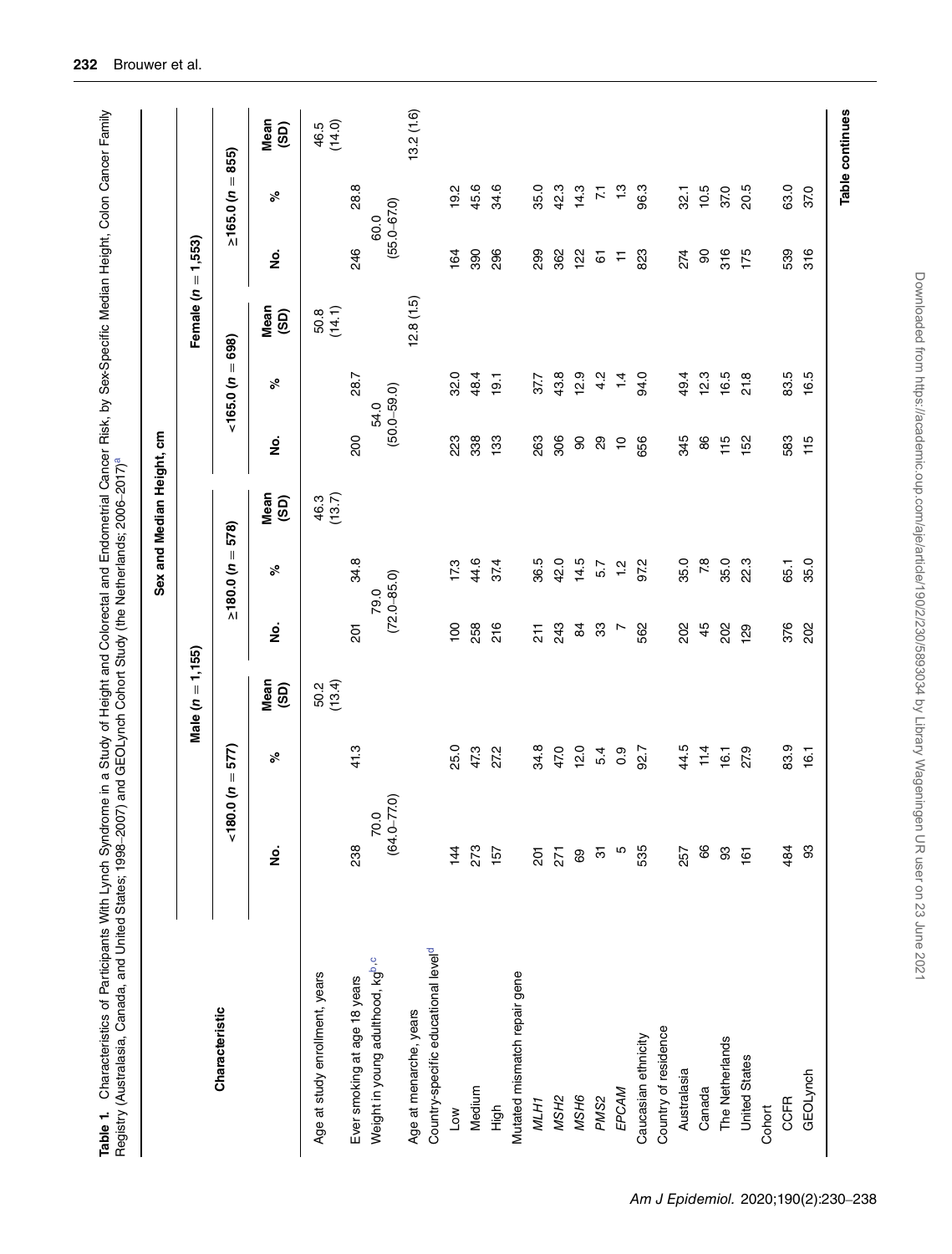**Table 1.** Characteristics of Participants With Lynch Syndrome in a Study of Height and Colorectal and Endometrial Cancer Risk, by Sex-Specific Median Height, Colon Cancer Family Registry (Australasia, Canada, and United States; 1998–2007) and GEOLynch Cohort Study (the Netherlands; 2006–2017)[a]

| Characteristic | Sex and Median Height, cm | | | | | | | | | | | |
|---|---|---|---|---|---|---|---|---|---|---|---|---|
| | Male (n = 1,155) | | | | | | Female (n = 1,553) | | | | | |
| | <180.0 (n = 577) | | | ≥180.0 (n = 578) | | | <165.0 (n = 698) | | | ≥165.0 (n = 855) | | |
| | No. | % | Mean (SD) | No. | % | Mean (SD) | No. | % | Mean (SD) | No. | % | Mean (SD) |
| Age at study enrollment, years | | | 50.2 (13.4) | | | 46.3 (13.7) | | | 50.8 (14.1) | | | 46.5 (14.0) |
| Ever smoking at age 18 years | 238 | 41.3 | | 201 | 34.8 | | 200 | 28.7 | | 246 | 28.8 | |
| Weight in young adulthood, kg[b,c] | 70.0 (64.0–77.0) | | | 79.0 (72.0–85.0) | | | 54.0 (50.0–59.0) | | | 60.0 (55.0–67.0) | | |
| Age at menarche, years | | | | | | | | | 12.8 (1.5) | | | 13.2 (1.6) |
| Country-specific educational level[d] | | | | | | | | | | | | |
| Low | 144 | 25.0 | | 100 | 17.3 | | 223 | 32.0 | | 164 | 19.2 | |
| Medium | 273 | 47.3 | | 258 | 44.6 | | 338 | 48.4 | | 390 | 45.6 | |
| High | 157 | 27.2 | | 216 | 37.4 | | 133 | 19.1 | | 296 | 34.6 | |
| Mutated mismatch repair gene | | | | | | | | | | | | |
| *MLH1* | 201 | 34.8 | | 211 | 36.5 | | 263 | 37.7 | | 299 | 35.0 | |
| *MSH2* | 271 | 47.0 | | 243 | 42.0 | | 306 | 43.8 | | 362 | 42.3 | |
| *MSH6* | 69 | 12.0 | | 84 | 14.5 | | 90 | 12.9 | | 122 | 14.3 | |
| *PMS2* | 31 | 5.4 | | 33 | 5.7 | | 29 | 4.2 | | 61 | 7.1 | |
| *EPCAM* | 5 | 0.9 | | 7 | 1.2 | | 10 | 1.4 | | 11 | 1.3 | |
| Caucasian ethnicity | 535 | 92.7 | | 562 | 97.2 | | 656 | 94.0 | | 823 | 96.3 | |
| Country of residence | | | | | | | | | | | | |
| Australasia | 257 | 44.5 | | 202 | 35.0 | | 345 | 49.4 | | 274 | 32.1 | |
| Canada | 66 | 11.4 | | 45 | 7.8 | | 86 | 12.3 | | 90 | 10.5 | |
| The Netherlands | 93 | 16.1 | | 202 | 35.0 | | 115 | 16.5 | | 316 | 37.0 | |
| United States | 161 | 27.9 | | 129 | 22.3 | | 152 | 21.8 | | 175 | 20.5 | |
| Cohort | | | | | | | | | | | | |
| CCFR | 484 | 83.9 | | 376 | 65.1 | | 583 | 83.5 | | 539 | 63.0 | |
| GEOLynch | 93 | 16.1 | | 202 | 35.0 | | 115 | 16.5 | | 316 | 37.0 | |

**Table continues**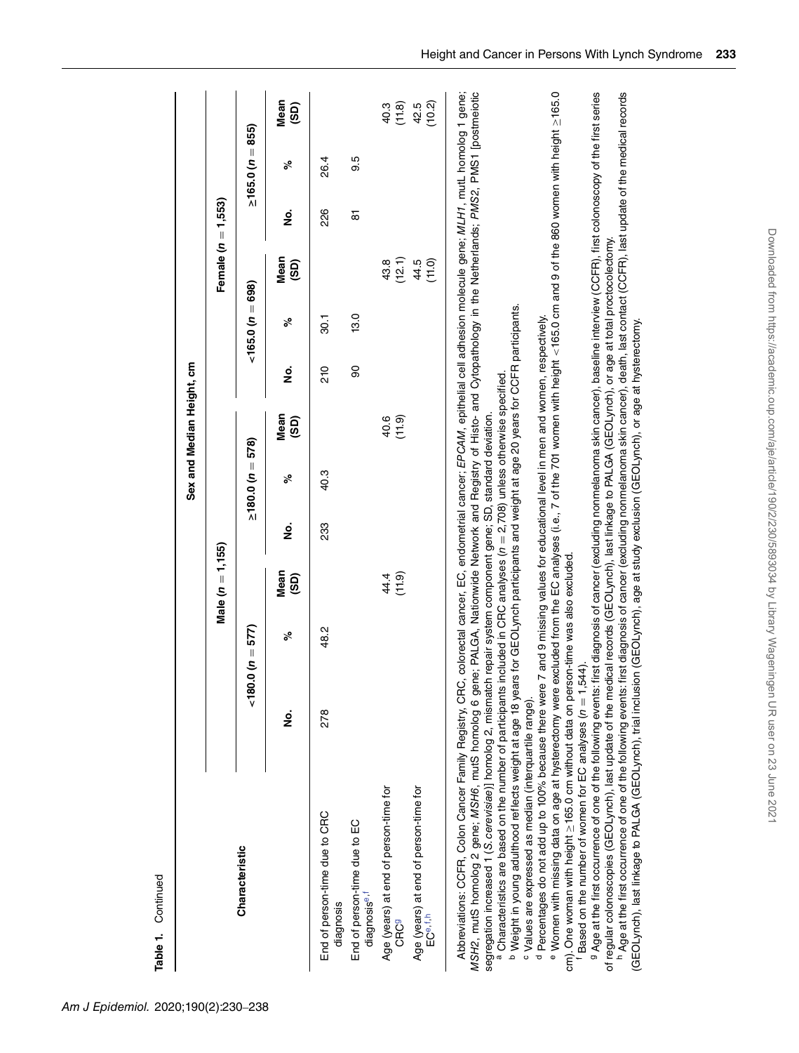**Table 1.** Continued

| Characteristic | Sex and Median Height, cm | | | | | | | | | | | |
|---|---|---|---|---|---|---|---|---|---|---|---|---|
| | Male (*n* = 1,155) | | | | | | Female (*n* = 1,553) | | | | | |
| | <180.0 (*n* = 577) | | | ≥180.0 (*n* = 578) | | | <165.0 (*n* = 698) | | | ≥165.0 (*n* = 855) | | |
| | No. | % | Mean (SD) | No. | % | Mean (SD) | No. | % | Mean (SD) | No. | % | Mean (SD) |
| End of person-time due to CRC diagnosis | 278 | 48.2 | | 233 | 40.3 | | 210 | 30.1 | | 226 | 26.4 | |
| End of person-time due to EC diagnosis[e,f] | | | | | | | 90 | 13.0 | | 81 | 9.5 | |
| Age (years) at end of person-time for CRC[g] | | | 44.4 (11.9) | | | 40.6 (11.9) | | | 43.8 (12.1) | | | 40.3 (11.8) |
| Age (years) at end of person-time for EC[e,f,h] | | | | | | | | | 44.5 (11.0) | | | 42.5 (10.2) |

Abbreviations: CCFR, Colon Cancer Family Registry; CRC, colorectal cancer; EC, endometrial cancer; *EPCAM*, epithelial cell adhesion molecule gene; *MLH1*, mutL homolog 1 gene; *MSH2*, mutS homolog 2 gene; *MSH6*, mutS homolog 6 gene; PALGA, Nationwide Network and Registry of Histo- and Cytopathology in the Netherlands; *PMS2*, PMS1 [postmeiotic segregation increased 1 (*S. cerevisiae*)] homolog 2, mismatch repair system component gene; SD, standard deviation.

[a] Characteristics are based on the number of participants included in CRC analyses (*n* = 2,708) unless otherwise specified.

[b] Weight in young adulthood reflects weight at age 18 years for GEOLynch participants and weight at age 20 years for CCFR participants.

[c] Values are expressed as median (interquartile range).

[d] Percentages do not add up to 100% because there were 7 and 9 missing values for educational level in men and women, respectively.

[e] Women with missing data on age at hysterectomy were excluded from the EC analyses (i.e., 7 of the 701 women with height <165.0 cm and 9 of the 860 women with height ≥165.0 cm). One woman with height ≥165.0 cm without data on person-time was also excluded.

[f] Based on the number of women for EC analyses (*n* = 1,544).

[g] Age at the first occurrence of one of the following events: first diagnosis of cancer (excluding nonmelanoma skin cancer), baseline interview (CCFR), first colonoscopy of the first series of regular colonoscopies (GEOLynch), last update of the medical records (GEOLynch), last linkage to PALGA (GEOLynch), or age at total proctocolectomy.

[h] Age at the first occurrence of one of the following events: first diagnosis of cancer (excluding nonmelanoma skin cancer), death, last contact (CCFR), last update of the medical records (GEOLynch), last linkage to PALGA (GEOLynch), trial inclusion (GEOLynch), age at study exclusion (GEOLynch), or age at hysterectomy.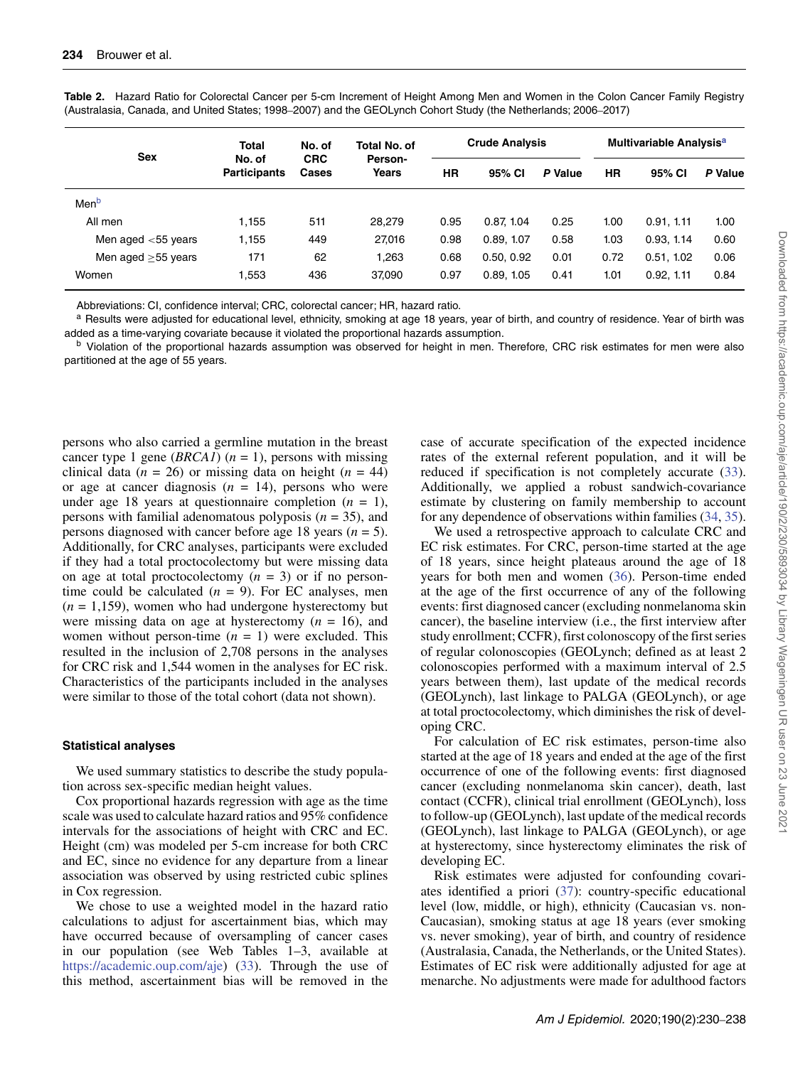**Table 2.** Hazard Ratio for Colorectal Cancer per 5-cm Increment of Height Among Men and Women in the Colon Cancer Family Registry (Australasia, Canada, and United States; 1998–2007) and the GEOLynch Cohort Study (the Netherlands; 2006–2017)

| Sex | Total No. of Participants | No. of CRC Cases | Total No. of Person-Years | Crude Analysis | | | Multivariable Analysis[a] | | |
|---|---|---|---|---|---|---|---|---|---|
| | | | | HR | 95% CI | P Value | HR | 95% CI | P Value |
| Men[b] | | | | | | | | | |
| All men | 1,155 | 511 | 28,279 | 0.95 | 0.87, 1.04 | 0.25 | 1.00 | 0.91, 1.11 | 1.00 |
| Men aged <55 years | 1,155 | 449 | 27,016 | 0.98 | 0.89, 1.07 | 0.58 | 1.03 | 0.93, 1.14 | 0.60 |
| Men aged ≥55 years | 171 | 62 | 1,263 | 0.68 | 0.50, 0.92 | 0.01 | 0.72 | 0.51, 1.02 | 0.06 |
| Women | 1,553 | 436 | 37,090 | 0.97 | 0.89, 1.05 | 0.41 | 1.01 | 0.92, 1.11 | 0.84 |

Abbreviations: CI, confidence interval; CRC, colorectal cancer; HR, hazard ratio.

[a] Results were adjusted for educational level, ethnicity, smoking at age 18 years, year of birth, and country of residence. Year of birth was added as a time-varying covariate because it violated the proportional hazards assumption.

[b] Violation of the proportional hazards assumption was observed for height in men. Therefore, CRC risk estimates for men were also partitioned at the age of 55 years.

persons who also carried a germline mutation in the breast cancer type 1 gene (*BRCA1*) ($n$ = 1), persons with missing clinical data ($n$ = 26) or missing data on height ($n$ = 44) or age at cancer diagnosis ($n$ = 14), persons who were under age 18 years at questionnaire completion ($n$ = 1), persons with familial adenomatous polyposis ($n$ = 35), and persons diagnosed with cancer before age 18 years ($n$ = 5). Additionally, for CRC analyses, participants were excluded if they had a total proctocolectomy but were missing data on age at total proctocolectomy ($n$ = 3) or if no person-time could be calculated ($n$ = 9). For EC analyses, men ($n$ = 1,159), women who had undergone hysterectomy but were missing data on age at hysterectomy ($n$ = 16), and women without person-time ($n$ = 1) were excluded. This resulted in the inclusion of 2,708 persons in the analyses for CRC risk and 1,544 women in the analyses for EC risk. Characteristics of the participants included in the analyses were similar to those of the total cohort (data not shown).

### Statistical analyses

We used summary statistics to describe the study population across sex-specific median height values.

Cox proportional hazards regression with age as the time scale was used to calculate hazard ratios and 95% confidence intervals for the associations of height with CRC and EC. Height (cm) was modeled per 5-cm increase for both CRC and EC, since no evidence for any departure from a linear association was observed by using restricted cubic splines in Cox regression.

We chose to use a weighted model in the hazard ratio calculations to adjust for ascertainment bias, which may have occurred because of oversampling of cancer cases in our population (see Web Tables 1–3, available at https://academic.oup.com/aje) (33). Through the use of this method, ascertainment bias will be removed in the case of accurate specification of the expected incidence rates of the external referent population, and it will be reduced if specification is not completely accurate (33). Additionally, we applied a robust sandwich-covariance estimate by clustering on family membership to account for any dependence of observations within families (34, 35).

We used a retrospective approach to calculate CRC and EC risk estimates. For CRC, person-time started at the age of 18 years, since height plateaus around the age of 18 years for both men and women (36). Person-time ended at the age of the first occurrence of any of the following events: first diagnosed cancer (excluding nonmelanoma skin cancer), the baseline interview (i.e., the first interview after study enrollment; CCFR), first colonoscopy of the first series of regular colonoscopies (GEOLynch; defined as at least 2 colonoscopies performed with a maximum interval of 2.5 years between them), last update of the medical records (GEOLynch), last linkage to PALGA (GEOLynch), or age at total proctocolectomy, which diminishes the risk of developing CRC.

For calculation of EC risk estimates, person-time also started at the age of 18 years and ended at the age of the first occurrence of one of the following events: first diagnosed cancer (excluding nonmelanoma skin cancer), death, last contact (CCFR), clinical trial enrollment (GEOLynch), loss to follow-up (GEOLynch), last update of the medical records (GEOLynch), last linkage to PALGA (GEOLynch), or age at hysterectomy, since hysterectomy eliminates the risk of developing EC.

Risk estimates were adjusted for confounding covariates identified a priori (37): country-specific educational level (low, middle, or high), ethnicity (Caucasian vs. non-Caucasian), smoking status at age 18 years (ever smoking vs. never smoking), year of birth, and country of residence (Australasia, Canada, the Netherlands, or the United States). Estimates of EC risk were additionally adjusted for age at menarche. No adjustments were made for adulthood factors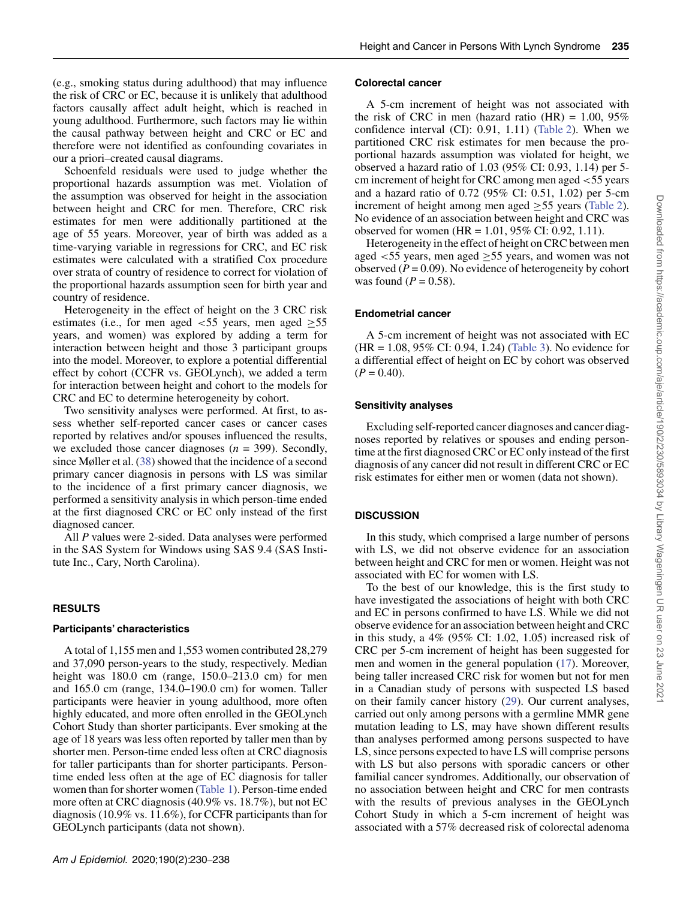(e.g., smoking status during adulthood) that may influence the risk of CRC or EC, because it is unlikely that adulthood factors causally affect adult height, which is reached in young adulthood. Furthermore, such factors may lie within the causal pathway between height and CRC or EC and therefore were not identified as confounding covariates in our a priori–created causal diagrams.

Schoenfeld residuals were used to judge whether the proportional hazards assumption was met. Violation of the assumption was observed for height in the association between height and CRC for men. Therefore, CRC risk estimates for men were additionally partitioned at the age of 55 years. Moreover, year of birth was added as a time-varying variable in regressions for CRC, and EC risk estimates were calculated with a stratified Cox procedure over strata of country of residence to correct for violation of the proportional hazards assumption seen for birth year and country of residence.

Heterogeneity in the effect of height on the 3 CRC risk estimates (i.e., for men aged <55 years, men aged ≥55 years, and women) was explored by adding a term for interaction between height and those 3 participant groups into the model. Moreover, to explore a potential differential effect by cohort (CCFR vs. GEOLynch), we added a term for interaction between height and cohort to the models for CRC and EC to determine heterogeneity by cohort.

Two sensitivity analyses were performed. At first, to assess whether self-reported cancer cases or cancer cases reported by relatives and/or spouses influenced the results, we excluded those cancer diagnoses ($n$ = 399). Secondly, since Møller et al. (38) showed that the incidence of a second primary cancer diagnosis in persons with LS was similar to the incidence of a first primary cancer diagnosis, we performed a sensitivity analysis in which person-time ended at the first diagnosed CRC or EC only instead of the first diagnosed cancer.

All $P$ values were 2-sided. Data analyses were performed in the SAS System for Windows using SAS 9.4 (SAS Institute Inc., Cary, North Carolina).

## RESULTS

### Participants' characteristics

A total of 1,155 men and 1,553 women contributed 28,279 and 37,090 person-years to the study, respectively. Median height was 180.0 cm (range, 150.0–213.0 cm) for men and 165.0 cm (range, 134.0–190.0 cm) for women. Taller participants were heavier in young adulthood, more often highly educated, and more often enrolled in the GEOLynch Cohort Study than shorter participants. Ever smoking at the age of 18 years was less often reported by taller men than by shorter men. Person-time ended less often at CRC diagnosis for taller participants than for shorter participants. Person-time ended less often at the age of EC diagnosis for taller women than for shorter women (Table 1). Person-time ended more often at CRC diagnosis (40.9% vs. 18.7%), but not EC diagnosis (10.9% vs. 11.6%), for CCFR participants than for GEOLynch participants (data not shown).

### Colorectal cancer

A 5-cm increment of height was not associated with the risk of CRC in men (hazard ratio (HR) = 1.00, 95% confidence interval (CI): 0.91, 1.11) (Table 2). When we partitioned CRC risk estimates for men because the proportional hazards assumption was violated for height, we observed a hazard ratio of 1.03 (95% CI: 0.93, 1.14) per 5-cm increment of height for CRC among men aged <55 years and a hazard ratio of 0.72 (95% CI: 0.51, 1.02) per 5-cm increment of height among men aged ≥55 years (Table 2). No evidence of an association between height and CRC was observed for women (HR = 1.01, 95% CI: 0.92, 1.11).

Heterogeneity in the effect of height on CRC between men aged <55 years, men aged ≥55 years, and women was not observed ($P$ = 0.09). No evidence of heterogeneity by cohort was found ($P$ = 0.58).

### Endometrial cancer

A 5-cm increment of height was not associated with EC (HR = 1.08, 95% CI: 0.94, 1.24) (Table 3). No evidence for a differential effect of height on EC by cohort was observed ($P$ = 0.40).

### Sensitivity analyses

Excluding self-reported cancer diagnoses and cancer diagnoses reported by relatives or spouses and ending person-time at the first diagnosed CRC or EC only instead of the first diagnosis of any cancer did not result in different CRC or EC risk estimates for either men or women (data not shown).

## DISCUSSION

In this study, which comprised a large number of persons with LS, we did not observe evidence for an association between height and CRC for men or women. Height was not associated with EC for women with LS.

To the best of our knowledge, this is the first study to have investigated the associations of height with both CRC and EC in persons confirmed to have LS. While we did not observe evidence for an association between height and CRC in this study, a 4% (95% CI: 1.02, 1.05) increased risk of CRC per 5-cm increment of height has been suggested for men and women in the general population (17). Moreover, being taller increased CRC risk for women but not for men in a Canadian study of persons with suspected LS based on their family cancer history (29). Our current analyses, carried out only among persons with a germline MMR gene mutation leading to LS, may have shown different results than analyses performed among persons suspected to have LS, since persons expected to have LS will comprise persons with LS but also persons with sporadic cancers or other familial cancer syndromes. Additionally, our observation of no association between height and CRC for men contrasts with the results of previous analyses in the GEOLynch Cohort Study in which a 5-cm increment of height was associated with a 57% decreased risk of colorectal adenoma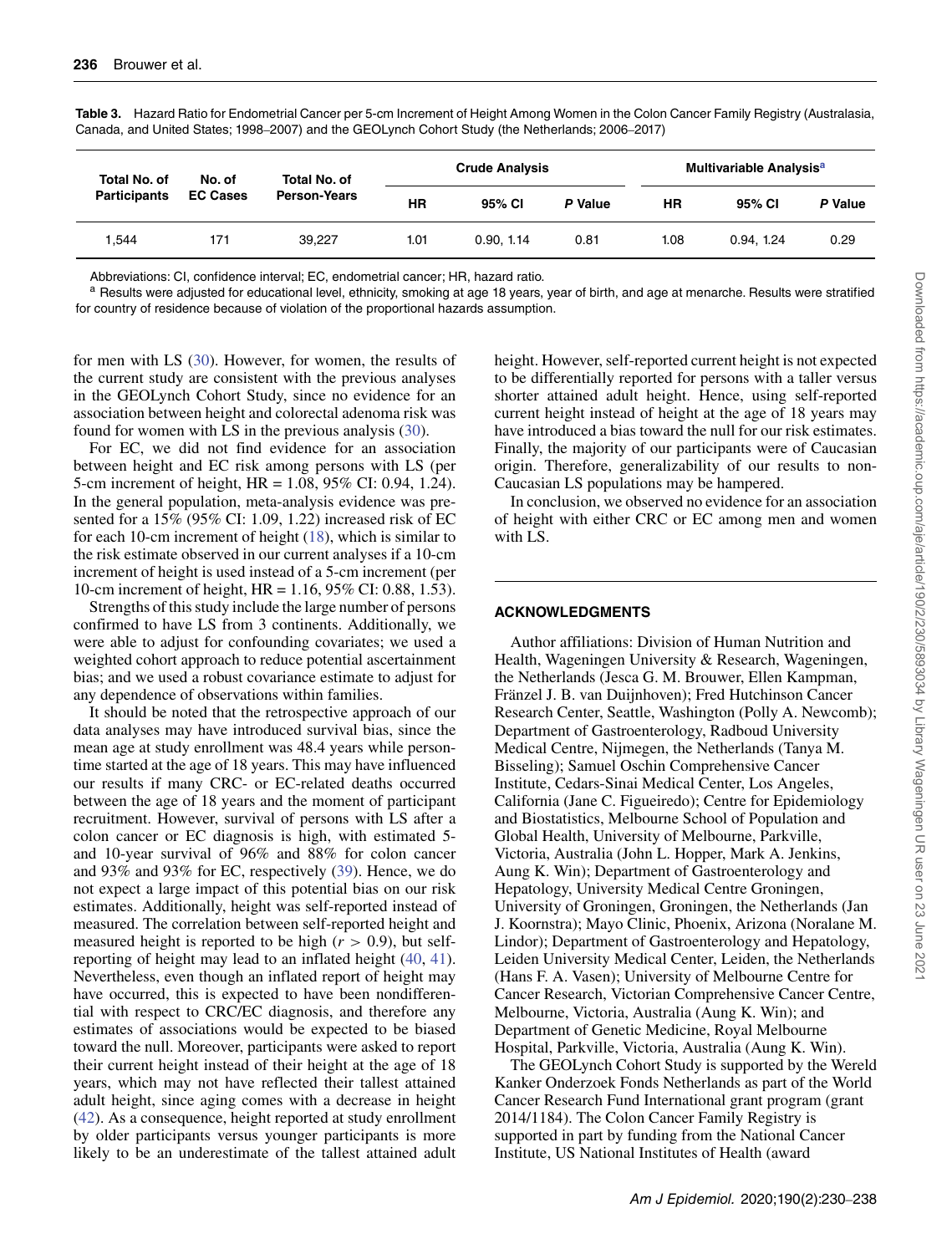**Table 3.** Hazard Ratio for Endometrial Cancer per 5-cm Increment of Height Among Women in the Colon Cancer Family Registry (Australasia, Canada, and United States; 1998–2007) and the GEOLynch Cohort Study (the Netherlands; 2006–2017)

| Total No. of Participants | No. of EC Cases | Total No. of Person-Years | Crude Analysis | | | Multivariable Analysis[a] | | |
|---|---|---|---|---|---|---|---|---|
| | | | HR | 95% CI | P Value | HR | 95% CI | P Value |
| 1,544 | 171 | 39,227 | 1.01 | 0.90, 1.14 | 0.81 | 1.08 | 0.94, 1.24 | 0.29 |

Abbreviations: CI, confidence interval; EC, endometrial cancer; HR, hazard ratio.

[a] Results were adjusted for educational level, ethnicity, smoking at age 18 years, year of birth, and age at menarche. Results were stratified for country of residence because of violation of the proportional hazards assumption.

for men with LS (30). However, for women, the results of the current study are consistent with the previous analyses in the GEOLynch Cohort Study, since no evidence for an association between height and colorectal adenoma risk was found for women with LS in the previous analysis (30).

For EC, we did not find evidence for an association between height and EC risk among persons with LS (per 5-cm increment of height, HR = 1.08, 95% CI: 0.94, 1.24). In the general population, meta-analysis evidence was presented for a 15% (95% CI: 1.09, 1.22) increased risk of EC for each 10-cm increment of height (18), which is similar to the risk estimate observed in our current analyses if a 10-cm increment of height is used instead of a 5-cm increment (per 10-cm increment of height, HR = 1.16, 95% CI: 0.88, 1.53).

Strengths of this study include the large number of persons confirmed to have LS from 3 continents. Additionally, we were able to adjust for confounding covariates; we used a weighted cohort approach to reduce potential ascertainment bias; and we used a robust covariance estimate to adjust for any dependence of observations within families.

It should be noted that the retrospective approach of our data analyses may have introduced survival bias, since the mean age at study enrollment was 48.4 years while person-time started at the age of 18 years. This may have influenced our results if many CRC- or EC-related deaths occurred between the age of 18 years and the moment of participant recruitment. However, survival of persons with LS after a colon cancer or EC diagnosis is high, with estimated 5- and 10-year survival of 96% and 88% for colon cancer and 93% and 93% for EC, respectively (39). Hence, we do not expect a large impact of this potential bias on our risk estimates. Additionally, height was self-reported instead of measured. The correlation between self-reported height and measured height is reported to be high ($r > 0.9$), but self-reporting of height may lead to an inflated height (40, 41). Nevertheless, even though an inflated report of height may have occurred, this is expected to have been nondifferential with respect to CRC/EC diagnosis, and therefore any estimates of associations would be expected to be biased toward the null. Moreover, participants were asked to report their current height instead of their height at the age of 18 years, which may not have reflected their tallest attained adult height, since aging comes with a decrease in height (42). As a consequence, height reported at study enrollment by older participants versus younger participants is more likely to be an underestimate of the tallest attained adult height. However, self-reported current height is not expected to be differentially reported for persons with a taller versus shorter attained adult height. Hence, using self-reported current height instead of height at the age of 18 years may have introduced a bias toward the null for our risk estimates. Finally, the majority of our participants were of Caucasian origin. Therefore, generalizability of our results to non-Caucasian LS populations may be hampered.

In conclusion, we observed no evidence for an association of height with either CRC or EC among men and women with LS.

## ACKNOWLEDGMENTS

Author affiliations: Division of Human Nutrition and Health, Wageningen University & Research, Wageningen, the Netherlands (Jesca G. M. Brouwer, Ellen Kampman, Fränzel J. B. van Duijnhoven); Fred Hutchinson Cancer Research Center, Seattle, Washington (Polly A. Newcomb); Department of Gastroenterology, Radboud University Medical Centre, Nijmegen, the Netherlands (Tanya M. Bisseling); Samuel Oschin Comprehensive Cancer Institute, Cedars-Sinai Medical Center, Los Angeles, California (Jane C. Figueiredo); Centre for Epidemiology and Biostatistics, Melbourne School of Population and Global Health, University of Melbourne, Parkville, Victoria, Australia (John L. Hopper, Mark A. Jenkins, Aung K. Win); Department of Gastroenterology and Hepatology, University Medical Centre Groningen, University of Groningen, Groningen, the Netherlands (Jan J. Koornstra); Mayo Clinic, Phoenix, Arizona (Noralane M. Lindor); Department of Gastroenterology and Hepatology, Leiden University Medical Center, Leiden, the Netherlands (Hans F. A. Vasen); University of Melbourne Centre for Cancer Research, Victorian Comprehensive Cancer Centre, Melbourne, Victoria, Australia (Aung K. Win); and Department of Genetic Medicine, Royal Melbourne Hospital, Parkville, Victoria, Australia (Aung K. Win).

The GEOLynch Cohort Study is supported by the Wereld Kanker Onderzoek Fonds Netherlands as part of the World Cancer Research Fund International grant program (grant 2014/1184). The Colon Cancer Family Registry is supported in part by funding from the National Cancer Institute, US National Institutes of Health (award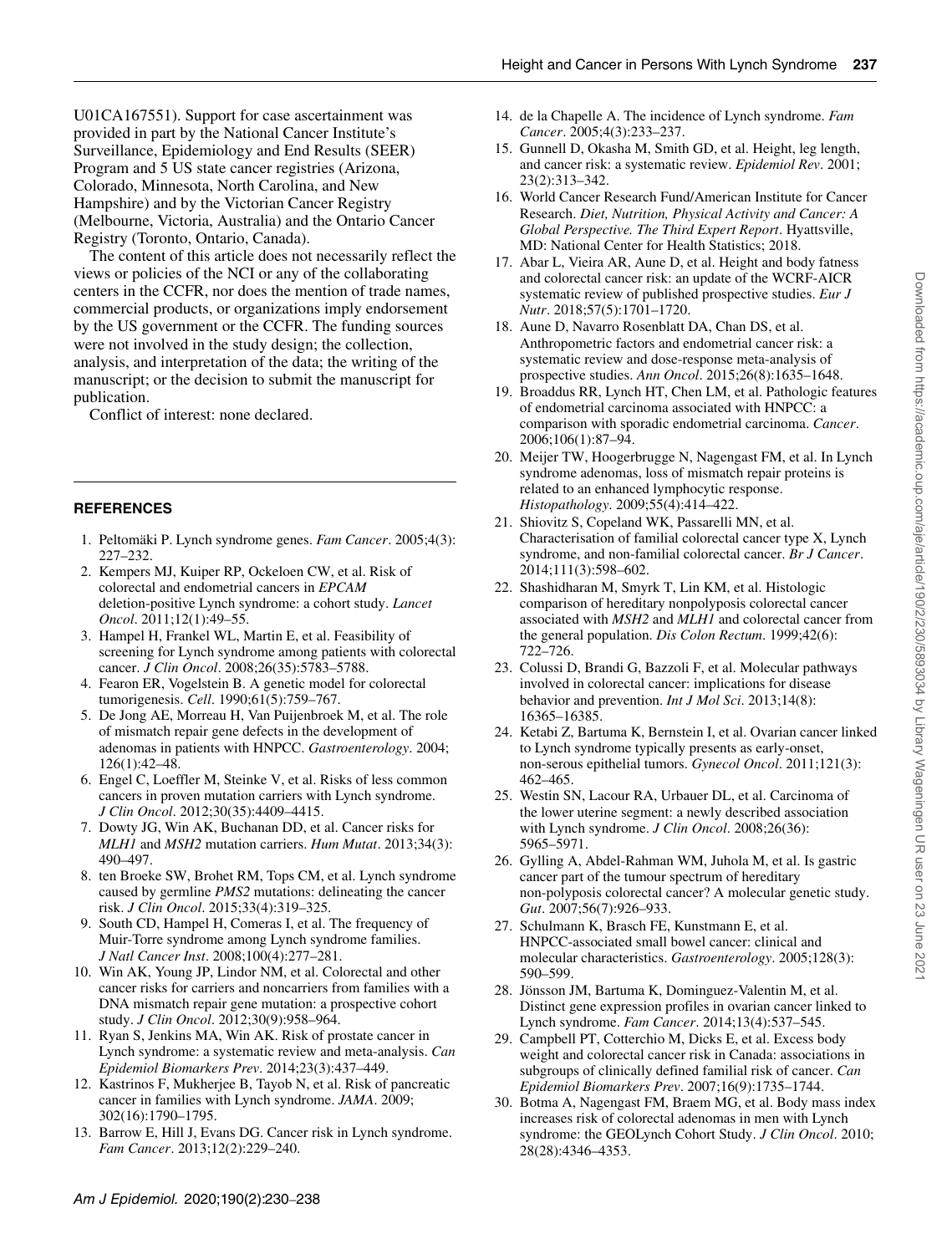U01CA167551). Support for case ascertainment was provided in part by the National Cancer Institute's Surveillance, Epidemiology and End Results (SEER) Program and 5 US state cancer registries (Arizona, Colorado, Minnesota, North Carolina, and New Hampshire) and by the Victorian Cancer Registry (Melbourne, Victoria, Australia) and the Ontario Cancer Registry (Toronto, Ontario, Canada).

The content of this article does not necessarily reflect the views or policies of the NCI or any of the collaborating centers in the CCFR, nor does the mention of trade names, commercial products, or organizations imply endorsement by the US government or the CCFR. The funding sources were not involved in the study design; the collection, analysis, and interpretation of the data; the writing of the manuscript; or the decision to submit the manuscript for publication.

Conflict of interest: none declared.

## REFERENCES

1. Peltomäki P. Lynch syndrome genes. *Fam Cancer*. 2005;4(3): 227–232.
2. Kempers MJ, Kuiper RP, Ockeloen CW, et al. Risk of colorectal and endometrial cancers in *EPCAM* deletion-positive Lynch syndrome: a cohort study. *Lancet Oncol*. 2011;12(1):49–55.
3. Hampel H, Frankel WL, Martin E, et al. Feasibility of screening for Lynch syndrome among patients with colorectal cancer. *J Clin Oncol*. 2008;26(35):5783–5788.
4. Fearon ER, Vogelstein B. A genetic model for colorectal tumorigenesis. *Cell*. 1990;61(5):759–767.
5. De Jong AE, Morreau H, Van Puijenbroek M, et al. The role of mismatch repair gene defects in the development of adenomas in patients with HNPCC. *Gastroenterology*. 2004; 126(1):42–48.
6. Engel C, Loeffler M, Steinke V, et al. Risks of less common cancers in proven mutation carriers with Lynch syndrome. *J Clin Oncol*. 2012;30(35):4409–4415.
7. Dowty JG, Win AK, Buchanan DD, et al. Cancer risks for *MLH1* and *MSH2* mutation carriers. *Hum Mutat*. 2013;34(3): 490–497.
8. ten Broeke SW, Brohet RM, Tops CM, et al. Lynch syndrome caused by germline *PMS2* mutations: delineating the cancer risk. *J Clin Oncol*. 2015;33(4):319–325.
9. South CD, Hampel H, Comeras I, et al. The frequency of Muir-Torre syndrome among Lynch syndrome families. *J Natl Cancer Inst*. 2008;100(4):277–281.
10. Win AK, Young JP, Lindor NM, et al. Colorectal and other cancer risks for carriers and noncarriers from families with a DNA mismatch repair gene mutation: a prospective cohort study. *J Clin Oncol*. 2012;30(9):958–964.
11. Ryan S, Jenkins MA, Win AK. Risk of prostate cancer in Lynch syndrome: a systematic review and meta-analysis. *Can Epidemiol Biomarkers Prev*. 2014;23(3):437–449.
12. Kastrinos F, Mukherjee B, Tayob N, et al. Risk of pancreatic cancer in families with Lynch syndrome. *JAMA*. 2009; 302(16):1790–1795.
13. Barrow E, Hill J, Evans DG. Cancer risk in Lynch syndrome. *Fam Cancer*. 2013;12(2):229–240.
14. de la Chapelle A. The incidence of Lynch syndrome. *Fam Cancer*. 2005;4(3):233–237.
15. Gunnell D, Okasha M, Smith GD, et al. Height, leg length, and cancer risk: a systematic review. *Epidemiol Rev*. 2001; 23(2):313–342.
16. World Cancer Research Fund/American Institute for Cancer Research. *Diet, Nutrition, Physical Activity and Cancer: A Global Perspective. The Third Expert Report*. Hyattsville, MD: National Center for Health Statistics; 2018.
17. Abar L, Vieira AR, Aune D, et al. Height and body fatness and colorectal cancer risk: an update of the WCRF-AICR systematic review of published prospective studies. *Eur J Nutr*. 2018;57(5):1701–1720.
18. Aune D, Navarro Rosenblatt DA, Chan DS, et al. Anthropometric factors and endometrial cancer risk: a systematic review and dose-response meta-analysis of prospective studies. *Ann Oncol*. 2015;26(8):1635–1648.
19. Broaddus RR, Lynch HT, Chen LM, et al. Pathologic features of endometrial carcinoma associated with HNPCC: a comparison with sporadic endometrial carcinoma. *Cancer*. 2006;106(1):87–94.
20. Meijer TW, Hoogerbrugge N, Nagengast FM, et al. In Lynch syndrome adenomas, loss of mismatch repair proteins is related to an enhanced lymphocytic response. *Histopathology*. 2009;55(4):414–422.
21. Shiovitz S, Copeland WK, Passarelli MN, et al. Characterisation of familial colorectal cancer type X, Lynch syndrome, and non-familial colorectal cancer. *Br J Cancer*. 2014;111(3):598–602.
22. Shashidharan M, Smyrk T, Lin KM, et al. Histologic comparison of hereditary nonpolyposis colorectal cancer associated with *MSH2* and *MLH1* and colorectal cancer from the general population. *Dis Colon Rectum*. 1999;42(6): 722–726.
23. Colussi D, Brandi G, Bazzoli F, et al. Molecular pathways involved in colorectal cancer: implications for disease behavior and prevention. *Int J Mol Sci*. 2013;14(8): 16365–16385.
24. Ketabi Z, Bartuma K, Bernstein I, et al. Ovarian cancer linked to Lynch syndrome typically presents as early-onset, non-serous epithelial tumors. *Gynecol Oncol*. 2011;121(3): 462–465.
25. Westin SN, Lacour RA, Urbauer DL, et al. Carcinoma of the lower uterine segment: a newly described association with Lynch syndrome. *J Clin Oncol*. 2008;26(36): 5965–5971.
26. Gylling A, Abdel-Rahman WM, Juhola M, et al. Is gastric cancer part of the tumour spectrum of hereditary non-polyposis colorectal cancer? A molecular genetic study. *Gut*. 2007;56(7):926–933.
27. Schulmann K, Brasch FE, Kunstmann E, et al. HNPCC-associated small bowel cancer: clinical and molecular characteristics. *Gastroenterology*. 2005;128(3): 590–599.
28. Jönsson JM, Bartuma K, Dominguez-Valentin M, et al. Distinct gene expression profiles in ovarian cancer linked to Lynch syndrome. *Fam Cancer*. 2014;13(4):537–545.
29. Campbell PT, Cotterchio M, Dicks E, et al. Excess body weight and colorectal cancer risk in Canada: associations in subgroups of clinically defined familial risk of cancer. *Can Epidemiol Biomarkers Prev*. 2007;16(9):1735–1744.
30. Botma A, Nagengast FM, Braem MG, et al. Body mass index increases risk of colorectal adenomas in men with Lynch syndrome: the GEOLynch Cohort Study. *J Clin Oncol*. 2010; 28(28):4346–4353.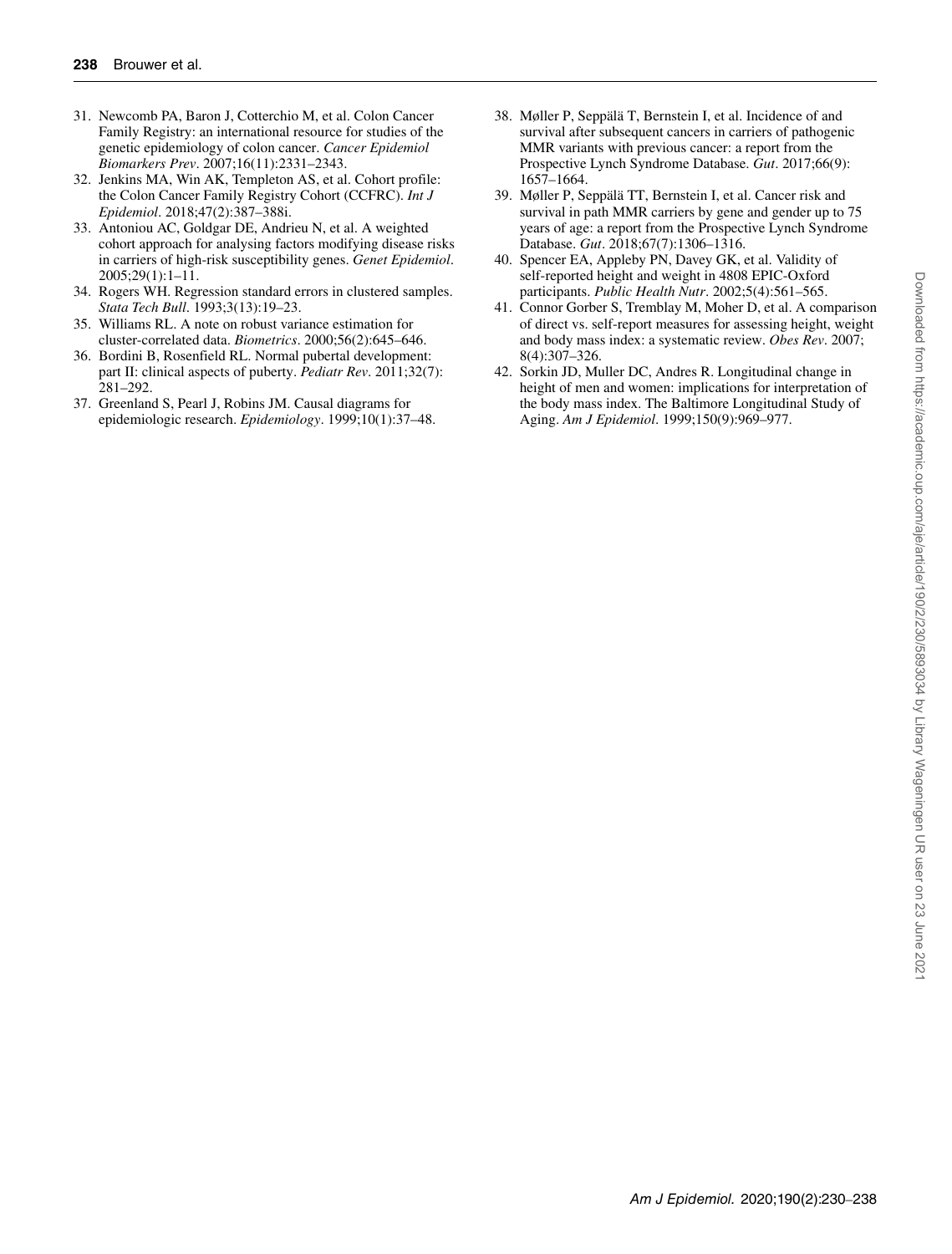31. Newcomb PA, Baron J, Cotterchio M, et al. Colon Cancer Family Registry: an international resource for studies of the genetic epidemiology of colon cancer. *Cancer Epidemiol Biomarkers Prev*. 2007;16(11):2331–2343.
32. Jenkins MA, Win AK, Templeton AS, et al. Cohort profile: the Colon Cancer Family Registry Cohort (CCFRC). *Int J Epidemiol*. 2018;47(2):387–388i.
33. Antoniou AC, Goldgar DE, Andrieu N, et al. A weighted cohort approach for analysing factors modifying disease risks in carriers of high-risk susceptibility genes. *Genet Epidemiol*. 2005;29(1):1–11.
34. Rogers WH. Regression standard errors in clustered samples. *Stata Tech Bull*. 1993;3(13):19–23.
35. Williams RL. A note on robust variance estimation for cluster-correlated data. *Biometrics*. 2000;56(2):645–646.
36. Bordini B, Rosenfield RL. Normal pubertal development: part II: clinical aspects of puberty. *Pediatr Rev*. 2011;32(7): 281–292.
37. Greenland S, Pearl J, Robins JM. Causal diagrams for epidemiologic research. *Epidemiology*. 1999;10(1):37–48.
38. Møller P, Seppälä T, Bernstein I, et al. Incidence of and survival after subsequent cancers in carriers of pathogenic MMR variants with previous cancer: a report from the Prospective Lynch Syndrome Database. *Gut*. 2017;66(9): 1657–1664.
39. Møller P, Seppälä TT, Bernstein I, et al. Cancer risk and survival in path MMR carriers by gene and gender up to 75 years of age: a report from the Prospective Lynch Syndrome Database. *Gut*. 2018;67(7):1306–1316.
40. Spencer EA, Appleby PN, Davey GK, et al. Validity of self-reported height and weight in 4808 EPIC-Oxford participants. *Public Health Nutr*. 2002;5(4):561–565.
41. Connor Gorber S, Tremblay M, Moher D, et al. A comparison of direct vs. self-report measures for assessing height, weight and body mass index: a systematic review. *Obes Rev*. 2007; 8(4):307–326.
42. Sorkin JD, Muller DC, Andres R. Longitudinal change in height of men and women: implications for interpretation of the body mass index. The Baltimore Longitudinal Study of Aging. *Am J Epidemiol*. 1999;150(9):969–977.